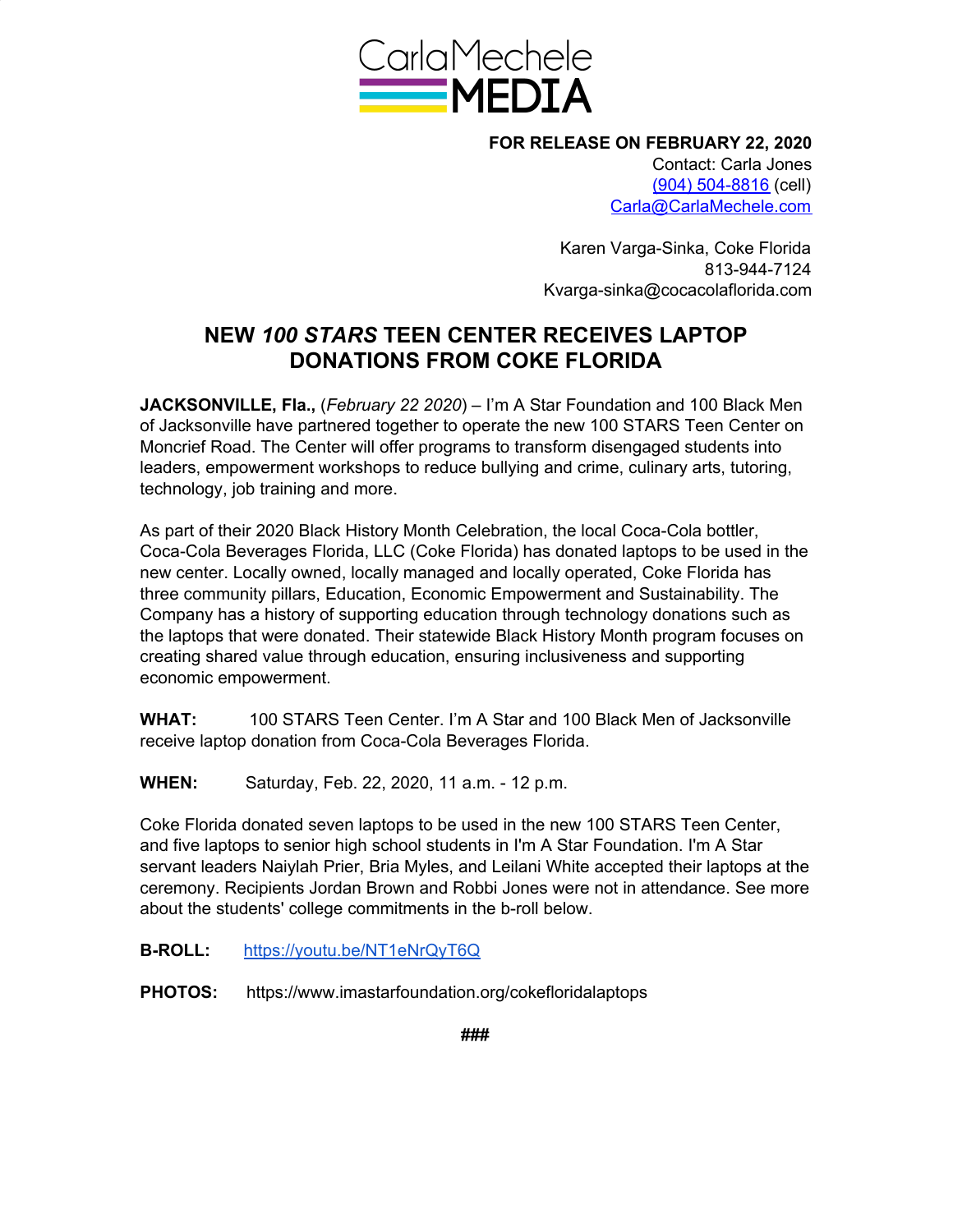CarlaMechele MEDIA

**FOR RELEASE ON FEBRUARY 22, 2020**
Contact: Carla Jones
(904) 504-8816 (cell)
Carla@CarlaMechele.com

Karen Varga-Sinka, Coke Florida
813-944-7124
Kvarga-sinka@cocacolaflorida.com

# NEW *100 STARS* TEEN CENTER RECEIVES LAPTOP DONATIONS FROM COKE FLORIDA

**JACKSONVILLE, Fla.,** (*February 22 2020*) – I'm A Star Foundation and 100 Black Men of Jacksonville have partnered together to operate the new 100 STARS Teen Center on Moncrief Road. The Center will offer programs to transform disengaged students into leaders, empowerment workshops to reduce bullying and crime, culinary arts, tutoring, technology, job training and more.

As part of their 2020 Black History Month Celebration, the local Coca-Cola bottler, Coca-Cola Beverages Florida, LLC (Coke Florida) has donated laptops to be used in the new center. Locally owned, locally managed and locally operated, Coke Florida has three community pillars, Education, Economic Empowerment and Sustainability. The Company has a history of supporting education through technology donations such as the laptops that were donated. Their statewide Black History Month program focuses on creating shared value through education, ensuring inclusiveness and supporting economic empowerment.

**WHAT:** 100 STARS Teen Center. I'm A Star and 100 Black Men of Jacksonville receive laptop donation from Coca-Cola Beverages Florida.

**WHEN:** Saturday, Feb. 22, 2020, 11 a.m. - 12 p.m.

Coke Florida donated seven laptops to be used in the new 100 STARS Teen Center, and five laptops to senior high school students in I'm A Star Foundation. I'm A Star servant leaders Naiylah Prier, Bria Myles, and Leilani White accepted their laptops at the ceremony. Recipients Jordan Brown and Robbi Jones were not in attendance. See more about the students' college commitments in the b-roll below.

**B-ROLL:** https://youtu.be/NT1eNrQyT6Q

**PHOTOS:** https://www.imastarfoundation.org/cokefloridalaptops

###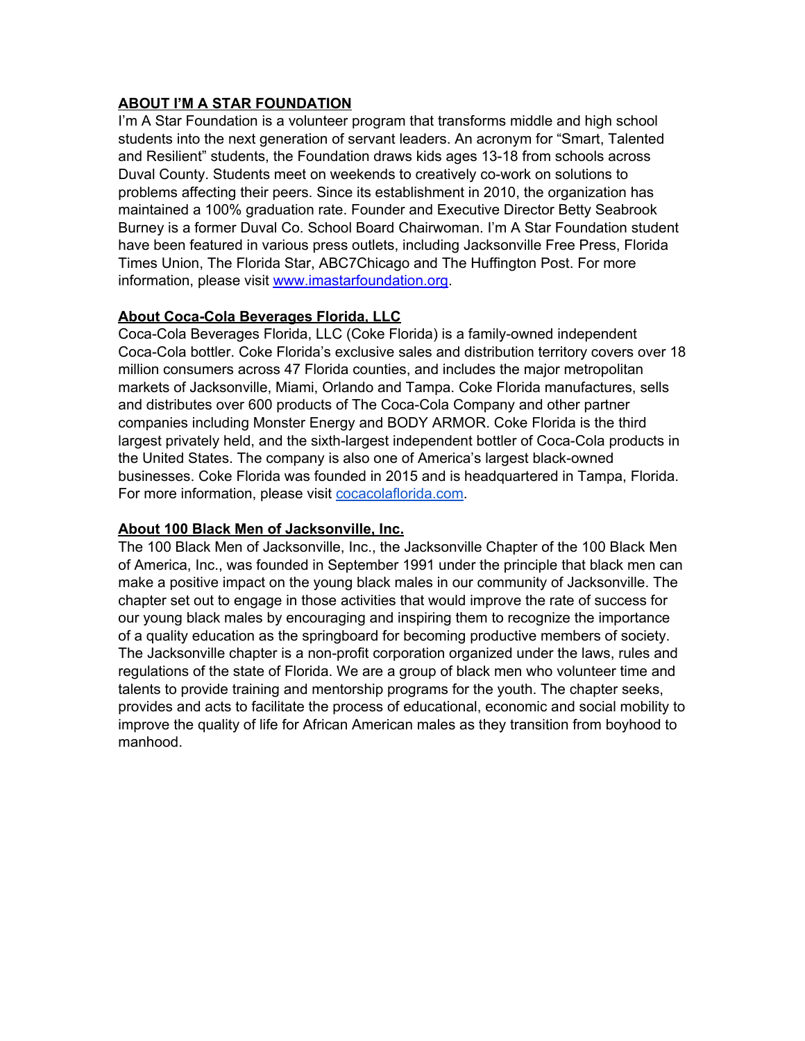**ABOUT I'M A STAR FOUNDATION**

I'm A Star Foundation is a volunteer program that transforms middle and high school students into the next generation of servant leaders. An acronym for "Smart, Talented and Resilient" students, the Foundation draws kids ages 13-18 from schools across Duval County. Students meet on weekends to creatively co-work on solutions to problems affecting their peers. Since its establishment in 2010, the organization has maintained a 100% graduation rate. Founder and Executive Director Betty Seabrook Burney is a former Duval Co. School Board Chairwoman. I'm A Star Foundation student have been featured in various press outlets, including Jacksonville Free Press, Florida Times Union, The Florida Star, ABC7Chicago and The Huffington Post. For more information, please visit [www.imastarfoundation.org](http://www.imastarfoundation.org).

**About Coca-Cola Beverages Florida, LLC**

Coca-Cola Beverages Florida, LLC (Coke Florida) is a family-owned independent Coca-Cola bottler. Coke Florida's exclusive sales and distribution territory covers over 18 million consumers across 47 Florida counties, and includes the major metropolitan markets of Jacksonville, Miami, Orlando and Tampa. Coke Florida manufactures, sells and distributes over 600 products of The Coca-Cola Company and other partner companies including Monster Energy and BODY ARMOR. Coke Florida is the third largest privately held, and the sixth-largest independent bottler of Coca-Cola products in the United States. The company is also one of America's largest black-owned businesses. Coke Florida was founded in 2015 and is headquartered in Tampa, Florida. For more information, please visit [cocacolaflorida.com](http://cocacolaflorida.com).

**About 100 Black Men of Jacksonville, Inc.**

The 100 Black Men of Jacksonville, Inc., the Jacksonville Chapter of the 100 Black Men of America, Inc., was founded in September 1991 under the principle that black men can make a positive impact on the young black males in our community of Jacksonville. The chapter set out to engage in those activities that would improve the rate of success for our young black males by encouraging and inspiring them to recognize the importance of a quality education as the springboard for becoming productive members of society. The Jacksonville chapter is a non-profit corporation organized under the laws, rules and regulations of the state of Florida. We are a group of black men who volunteer time and talents to provide training and mentorship programs for the youth. The chapter seeks, provides and acts to facilitate the process of educational, economic and social mobility to improve the quality of life for African American males as they transition from boyhood to manhood.